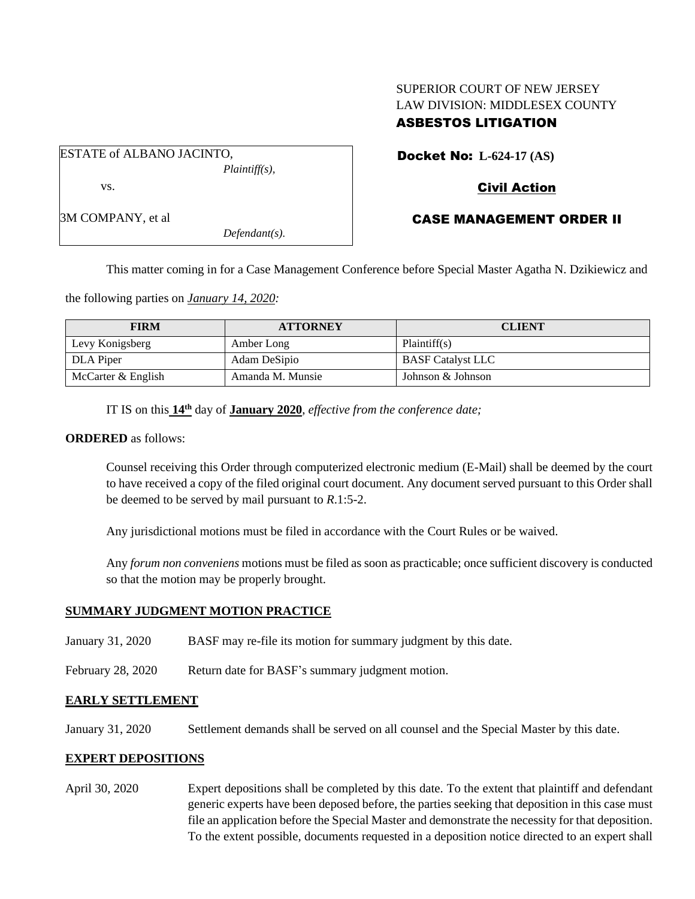SUPERIOR COURT OF NEW JERSEY
LAW DIVISION: MIDDLESEX COUNTY
**ASBESTOS LITIGATION**

| ESTATE of ALBANO JACINTO, *Plaintiff(s),* vs. 3M COMPANY, et al *Defendant(s).* |
|---|

**Docket No: L-624-17 (AS)**

**Civil Action**

**CASE MANAGEMENT ORDER II**

This matter coming in for a Case Management Conference before Special Master Agatha N. Dzikiewicz and the following parties on *January 14, 2020:*

| FIRM | ATTORNEY | CLIENT |
|---|---|---|
| Levy Konigsberg | Amber Long | Plaintiff(s) |
| DLA Piper | Adam DeSipio | BASF Catalyst LLC |
| McCarter & English | Amanda M. Munsie | Johnson & Johnson |

IT IS on this **14th** day of **January 2020**, *effective from the conference date;*

**ORDERED** as follows:

Counsel receiving this Order through computerized electronic medium (E-Mail) shall be deemed by the court to have received a copy of the filed original court document. Any document served pursuant to this Order shall be deemed to be served by mail pursuant to *R*.1:5-2.

Any jurisdictional motions must be filed in accordance with the Court Rules or be waived.

Any *forum non conveniens* motions must be filed as soon as practicable; once sufficient discovery is conducted so that the motion may be properly brought.

**SUMMARY JUDGMENT MOTION PRACTICE**

January 31, 2020 BASF may re-file its motion for summary judgment by this date.

February 28, 2020 Return date for BASF's summary judgment motion.

**EARLY SETTLEMENT**

January 31, 2020 Settlement demands shall be served on all counsel and the Special Master by this date.

**EXPERT DEPOSITIONS**

April 30, 2020 Expert depositions shall be completed by this date. To the extent that plaintiff and defendant generic experts have been deposed before, the parties seeking that deposition in this case must file an application before the Special Master and demonstrate the necessity for that deposition. To the extent possible, documents requested in a deposition notice directed to an expert shall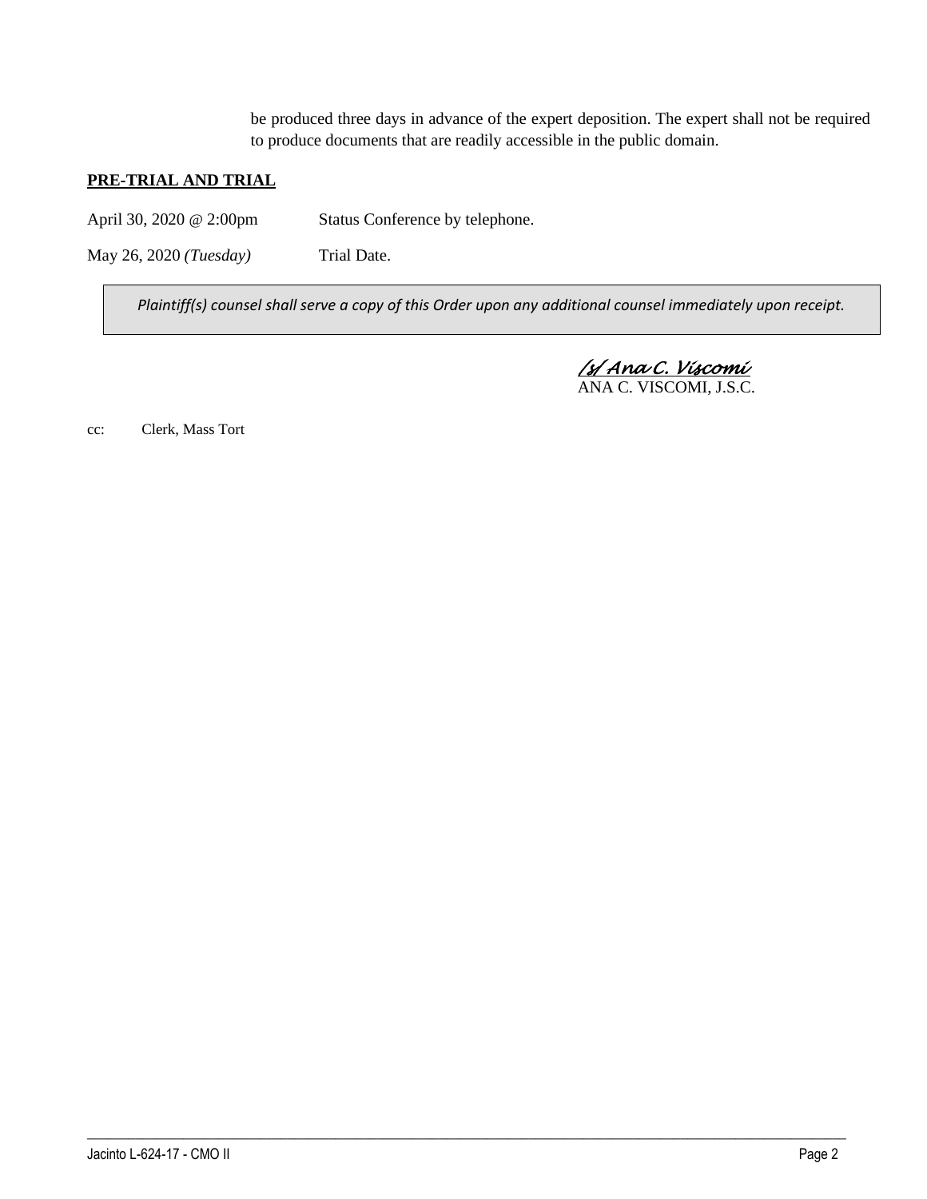be produced three days in advance of the expert deposition. The expert shall not be required to produce documents that are readily accessible in the public domain.

**PRE-TRIAL AND TRIAL**

| | |
|---|---|
| April 30, 2020 @ 2:00pm | Status Conference by telephone. |
| May 26, 2020 *(Tuesday)* | Trial Date. |

*Plaintiff(s) counsel shall serve a copy of this Order upon any additional counsel immediately upon receipt.*

/s/ Ana C. Viscomi
ANA C. VISCOMI, J.S.C.

cc: Clerk, Mass Tort